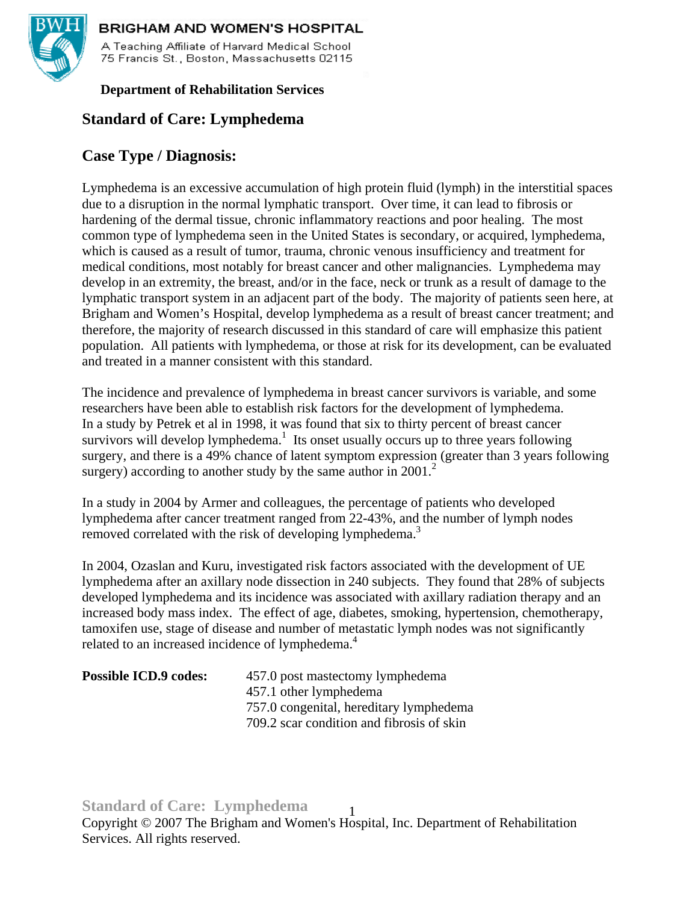**BRIGHAM AND WOMEN'S HOSPITAL**

A Teaching Affiliate of Harvard Medical School
75 Francis St., Boston, Massachusetts 02115

**Department of Rehabilitation Services**

# Standard of Care: Lymphedema

## Case Type / Diagnosis:

Lymphedema is an excessive accumulation of high protein fluid (lymph) in the interstitial spaces due to a disruption in the normal lymphatic transport. Over time, it can lead to fibrosis or hardening of the dermal tissue, chronic inflammatory reactions and poor healing. The most common type of lymphedema seen in the United States is secondary, or acquired, lymphedema, which is caused as a result of tumor, trauma, chronic venous insufficiency and treatment for medical conditions, most notably for breast cancer and other malignancies. Lymphedema may develop in an extremity, the breast, and/or in the face, neck or trunk as a result of damage to the lymphatic transport system in an adjacent part of the body. The majority of patients seen here, at Brigham and Women's Hospital, develop lymphedema as a result of breast cancer treatment; and therefore, the majority of research discussed in this standard of care will emphasize this patient population. All patients with lymphedema, or those at risk for its development, can be evaluated and treated in a manner consistent with this standard.

The incidence and prevalence of lymphedema in breast cancer survivors is variable, and some researchers have been able to establish risk factors for the development of lymphedema. In a study by Petrek et al in 1998, it was found that six to thirty percent of breast cancer survivors will develop lymphedema.[1] Its onset usually occurs up to three years following surgery, and there is a 49% chance of latent symptom expression (greater than 3 years following surgery) according to another study by the same author in 2001.[2]

In a study in 2004 by Armer and colleagues, the percentage of patients who developed lymphedema after cancer treatment ranged from 22-43%, and the number of lymph nodes removed correlated with the risk of developing lymphedema.[3]

In 2004, Ozaslan and Kuru, investigated risk factors associated with the development of UE lymphedema after an axillary node dissection in 240 subjects. They found that 28% of subjects developed lymphedema and its incidence was associated with axillary radiation therapy and an increased body mass index. The effect of age, diabetes, smoking, hypertension, chemotherapy, tamoxifen use, stage of disease and number of metastatic lymph nodes was not significantly related to an increased incidence of lymphedema.[4]

**Possible ICD.9 codes:**

- 457.0 post mastectomy lymphedema
- 457.1 other lymphedema
- 757.0 congenital, hereditary lymphedema
- 709.2 scar condition and fibrosis of skin

Copyright © 2007 The Brigham and Women's Hospital, Inc. Department of Rehabilitation Services. All rights reserved.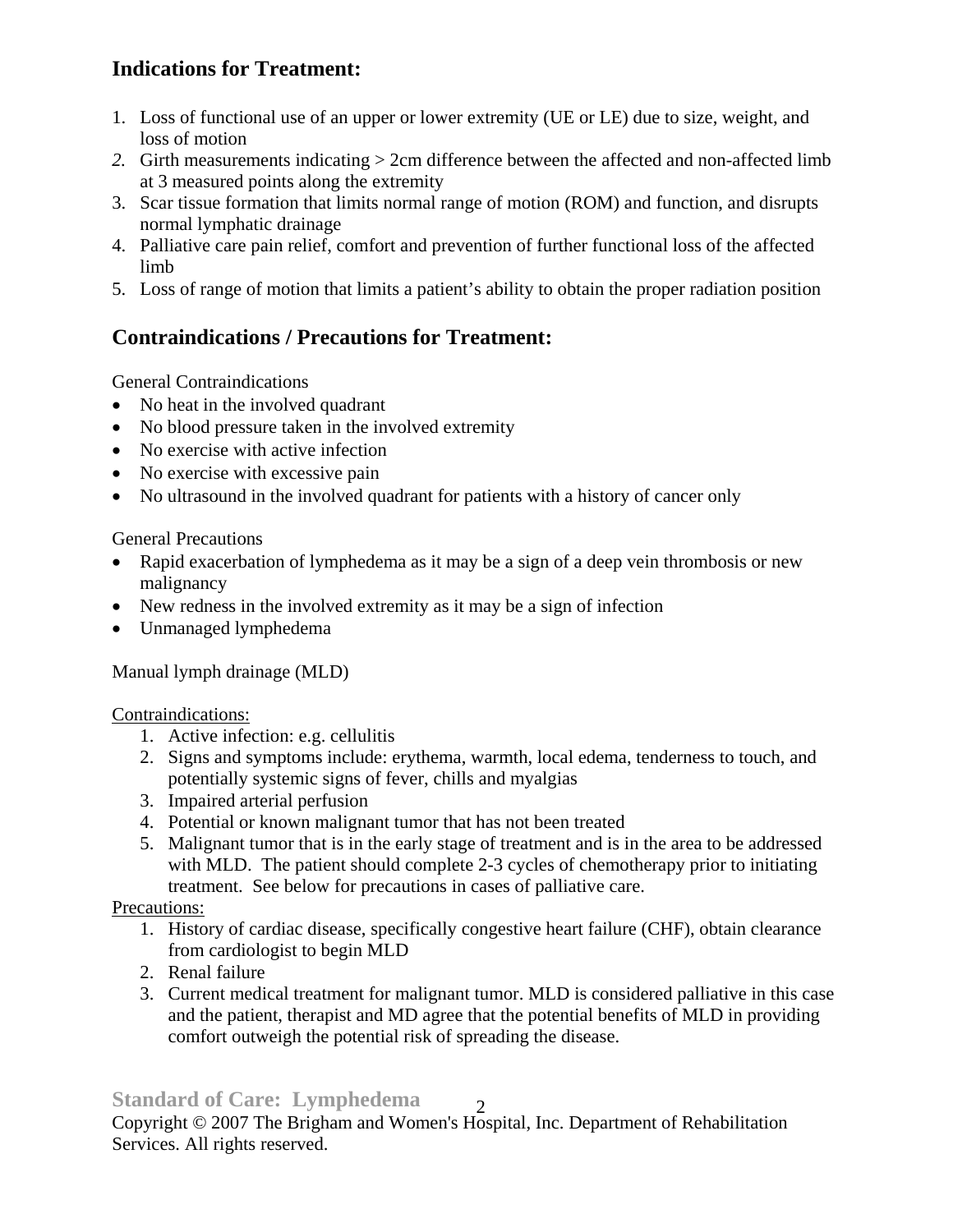## Indications for Treatment:

1. Loss of functional use of an upper or lower extremity (UE or LE) due to size, weight, and loss of motion
2. Girth measurements indicating > 2cm difference between the affected and non-affected limb at 3 measured points along the extremity
3. Scar tissue formation that limits normal range of motion (ROM) and function, and disrupts normal lymphatic drainage
4. Palliative care pain relief, comfort and prevention of further functional loss of the affected limb
5. Loss of range of motion that limits a patient's ability to obtain the proper radiation position

## Contraindications / Precautions for Treatment:

General Contraindications

- No heat in the involved quadrant
- No blood pressure taken in the involved extremity
- No exercise with active infection
- No exercise with excessive pain
- No ultrasound in the involved quadrant for patients with a history of cancer only

General Precautions

- Rapid exacerbation of lymphedema as it may be a sign of a deep vein thrombosis or new malignancy
- New redness in the involved extremity as it may be a sign of infection
- Unmanaged lymphedema

Manual lymph drainage (MLD)

Contraindications:

1. Active infection: e.g. cellulitis
2. Signs and symptoms include: erythema, warmth, local edema, tenderness to touch, and potentially systemic signs of fever, chills and myalgias
3. Impaired arterial perfusion
4. Potential or known malignant tumor that has not been treated
5. Malignant tumor that is in the early stage of treatment and is in the area to be addressed with MLD. The patient should complete 2-3 cycles of chemotherapy prior to initiating treatment. See below for precautions in cases of palliative care.

Precautions:

1. History of cardiac disease, specifically congestive heart failure (CHF), obtain clearance from cardiologist to begin MLD
2. Renal failure
3. Current medical treatment for malignant tumor. MLD is considered palliative in this case and the patient, therapist and MD agree that the potential benefits of MLD in providing comfort outweigh the potential risk of spreading the disease.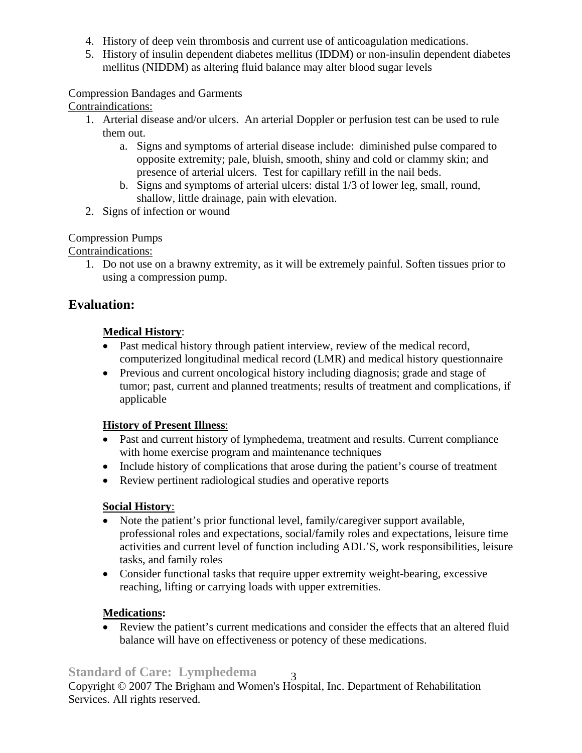4. History of deep vein thrombosis and current use of anticoagulation medications.
5. History of insulin dependent diabetes mellitus (IDDM) or non-insulin dependent diabetes mellitus (NIDDM) as altering fluid balance may alter blood sugar levels

Compression Bandages and Garments

Contraindications:

1. Arterial disease and/or ulcers. An arterial Doppler or perfusion test can be used to rule them out.
   a. Signs and symptoms of arterial disease include: diminished pulse compared to opposite extremity; pale, bluish, smooth, shiny and cold or clammy skin; and presence of arterial ulcers. Test for capillary refill in the nail beds.
   b. Signs and symptoms of arterial ulcers: distal 1/3 of lower leg, small, round, shallow, little drainage, pain with elevation.
2. Signs of infection or wound

Compression Pumps

Contraindications:

1. Do not use on a brawny extremity, as it will be extremely painful. Soften tissues prior to using a compression pump.

## Evaluation:

**Medical History**:

- Past medical history through patient interview, review of the medical record, computerized longitudinal medical record (LMR) and medical history questionnaire
- Previous and current oncological history including diagnosis; grade and stage of tumor; past, current and planned treatments; results of treatment and complications, if applicable

**History of Present Illness**:

- Past and current history of lymphedema, treatment and results. Current compliance with home exercise program and maintenance techniques
- Include history of complications that arose during the patient's course of treatment
- Review pertinent radiological studies and operative reports

**Social History**:

- Note the patient's prior functional level, family/caregiver support available, professional roles and expectations, social/family roles and expectations, leisure time activities and current level of function including ADL'S, work responsibilities, leisure tasks, and family roles
- Consider functional tasks that require upper extremity weight-bearing, excessive reaching, lifting or carrying loads with upper extremities.

**Medications:**

- Review the patient's current medications and consider the effects that an altered fluid balance will have on effectiveness or potency of these medications.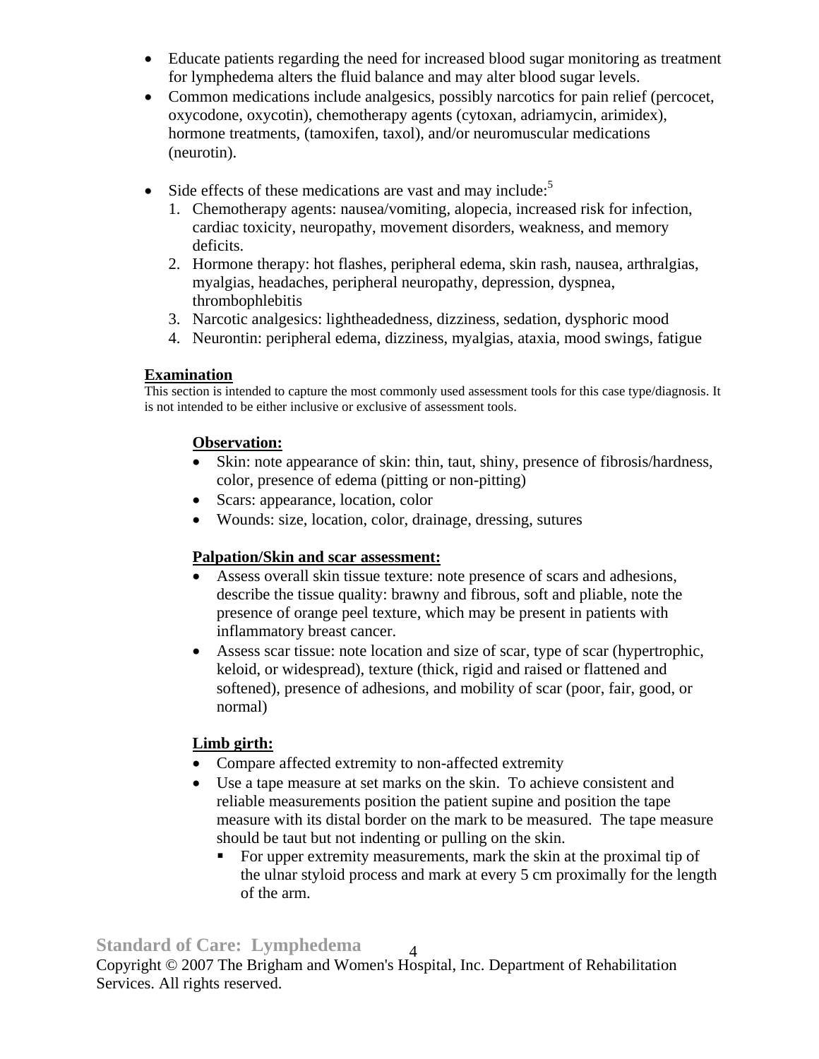- Educate patients regarding the need for increased blood sugar monitoring as treatment for lymphedema alters the fluid balance and may alter blood sugar levels.
- Common medications include analgesics, possibly narcotics for pain relief (percocet, oxycodone, oxycotin), chemotherapy agents (cytoxan, adriamycin, arimidex), hormone treatments, (tamoxifen, taxol), and/or neuromuscular medications (neurotin).

- Side effects of these medications are vast and may include:[5]
  1. Chemotherapy agents: nausea/vomiting, alopecia, increased risk for infection, cardiac toxicity, neuropathy, movement disorders, weakness, and memory deficits.
  2. Hormone therapy: hot flashes, peripheral edema, skin rash, nausea, arthralgias, myalgias, headaches, peripheral neuropathy, depression, dyspnea, thrombophlebitis
  3. Narcotic analgesics: lightheadedness, dizziness, sedation, dysphoric mood
  4. Neurontin: peripheral edema, dizziness, myalgias, ataxia, mood swings, fatigue

## Examination

This section is intended to capture the most commonly used assessment tools for this case type/diagnosis. It is not intended to be either inclusive or exclusive of assessment tools.

### Observation:

- Skin: note appearance of skin: thin, taut, shiny, presence of fibrosis/hardness, color, presence of edema (pitting or non-pitting)
- Scars: appearance, location, color
- Wounds: size, location, color, drainage, dressing, sutures

### Palpation/Skin and scar assessment:

- Assess overall skin tissue texture: note presence of scars and adhesions, describe the tissue quality: brawny and fibrous, soft and pliable, note the presence of orange peel texture, which may be present in patients with inflammatory breast cancer.
- Assess scar tissue: note location and size of scar, type of scar (hypertrophic, keloid, or widespread), texture (thick, rigid and raised or flattened and softened), presence of adhesions, and mobility of scar (poor, fair, good, or normal)

### Limb girth:

- Compare affected extremity to non-affected extremity
- Use a tape measure at set marks on the skin. To achieve consistent and reliable measurements position the patient supine and position the tape measure with its distal border on the mark to be measured. The tape measure should be taut but not indenting or pulling on the skin.
  - For upper extremity measurements, mark the skin at the proximal tip of the ulnar styloid process and mark at every 5 cm proximally for the length of the arm.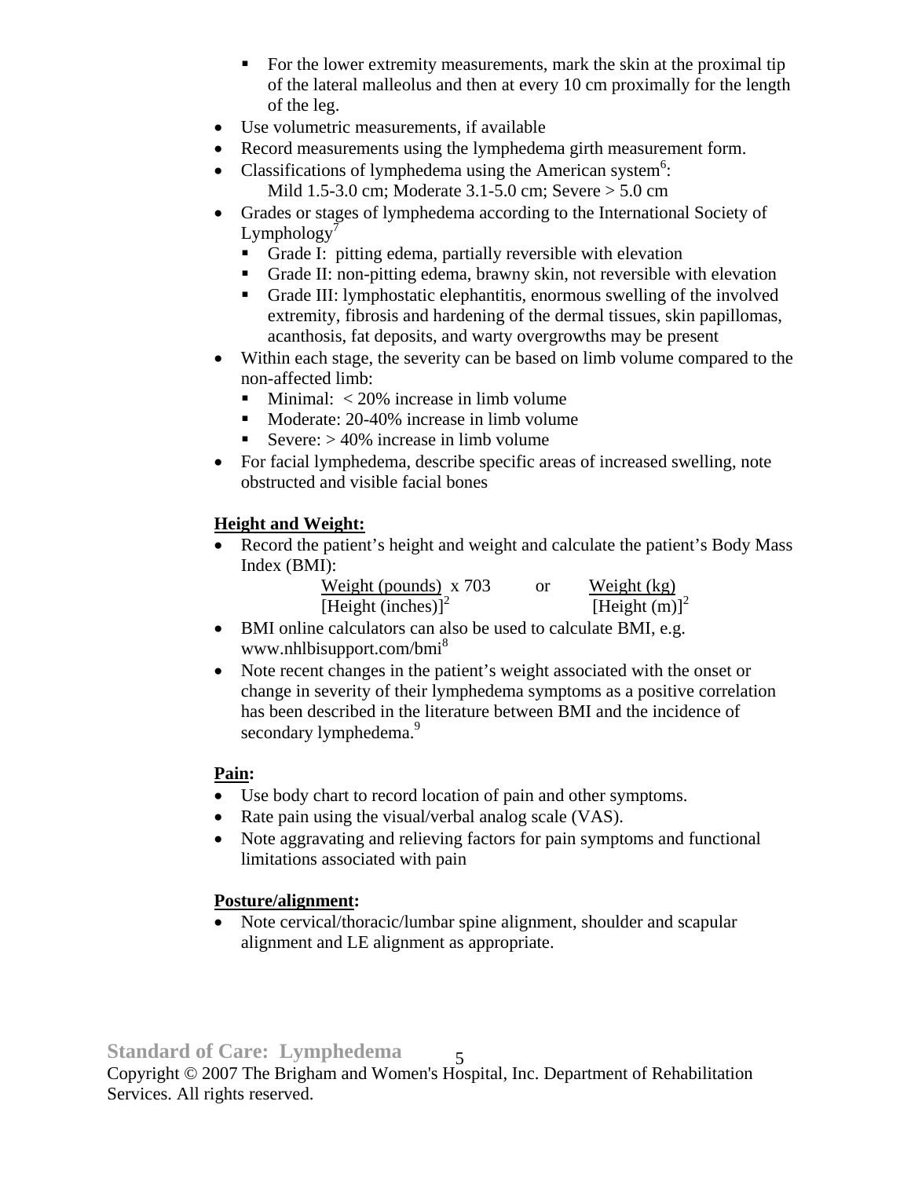- For the lower extremity measurements, mark the skin at the proximal tip of the lateral malleolus and then at every 10 cm proximally for the length of the leg.
- Use volumetric measurements, if available
- Record measurements using the lymphedema girth measurement form.
- Classifications of lymphedema using the American system[6]:
  Mild 1.5-3.0 cm; Moderate 3.1-5.0 cm; Severe > 5.0 cm
- Grades or stages of lymphedema according to the International Society of Lymphology[7]
   - Grade I: pitting edema, partially reversible with elevation
   - Grade II: non-pitting edema, brawny skin, not reversible with elevation
   - Grade III: lymphostatic elephantitis, enormous swelling of the involved extremity, fibrosis and hardening of the dermal tissues, skin papillomas, acanthosis, fat deposits, and warty overgrowths may be present
- Within each stage, the severity can be based on limb volume compared to the non-affected limb:
   - Minimal: < 20% increase in limb volume
   - Moderate: 20-40% increase in limb volume
   - Severe: > 40% increase in limb volume
- For facial lymphedema, describe specific areas of increased swelling, note obstructed and visible facial bones

**Height and Weight:**

- Record the patient's height and weight and calculate the patient's Body Mass Index (BMI):

$$\frac{\text{Weight (pounds)}}{[\text{Height (inches)}]^2} \times 703 \quad \text{or} \quad \frac{\text{Weight (kg)}}{[\text{Height (m)}]^2}$$

- BMI online calculators can also be used to calculate BMI, e.g. www.nhlbisupport.com/bmi[8]
- Note recent changes in the patient's weight associated with the onset or change in severity of their lymphedema symptoms as a positive correlation has been described in the literature between BMI and the incidence of secondary lymphedema.[9]

**Pain:**

- Use body chart to record location of pain and other symptoms.
- Rate pain using the visual/verbal analog scale (VAS).
- Note aggravating and relieving factors for pain symptoms and functional limitations associated with pain

**Posture/alignment:**

- Note cervical/thoracic/lumbar spine alignment, shoulder and scapular alignment and LE alignment as appropriate.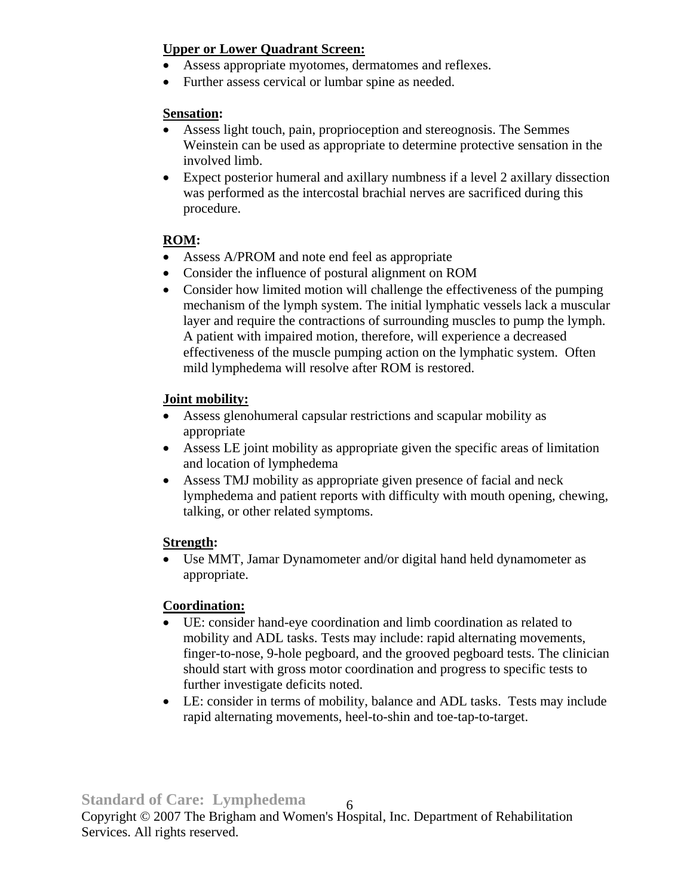**Upper or Lower Quadrant Screen:**

- Assess appropriate myotomes, dermatomes and reflexes.
- Further assess cervical or lumbar spine as needed.

**Sensation:**

- Assess light touch, pain, proprioception and stereognosis. The Semmes Weinstein can be used as appropriate to determine protective sensation in the involved limb.
- Expect posterior humeral and axillary numbness if a level 2 axillary dissection was performed as the intercostal brachial nerves are sacrificed during this procedure.

**ROM:**

- Assess A/PROM and note end feel as appropriate
- Consider the influence of postural alignment on ROM
- Consider how limited motion will challenge the effectiveness of the pumping mechanism of the lymph system. The initial lymphatic vessels lack a muscular layer and require the contractions of surrounding muscles to pump the lymph. A patient with impaired motion, therefore, will experience a decreased effectiveness of the muscle pumping action on the lymphatic system. Often mild lymphedema will resolve after ROM is restored.

**Joint mobility:**

- Assess glenohumeral capsular restrictions and scapular mobility as appropriate
- Assess LE joint mobility as appropriate given the specific areas of limitation and location of lymphedema
- Assess TMJ mobility as appropriate given presence of facial and neck lymphedema and patient reports with difficulty with mouth opening, chewing, talking, or other related symptoms.

**Strength:**

- Use MMT, Jamar Dynamometer and/or digital hand held dynamometer as appropriate.

**Coordination:**

- UE: consider hand-eye coordination and limb coordination as related to mobility and ADL tasks. Tests may include: rapid alternating movements, finger-to-nose, 9-hole pegboard, and the grooved pegboard tests. The clinician should start with gross motor coordination and progress to specific tests to further investigate deficits noted.
- LE: consider in terms of mobility, balance and ADL tasks. Tests may include rapid alternating movements, heel-to-shin and toe-tap-to-target.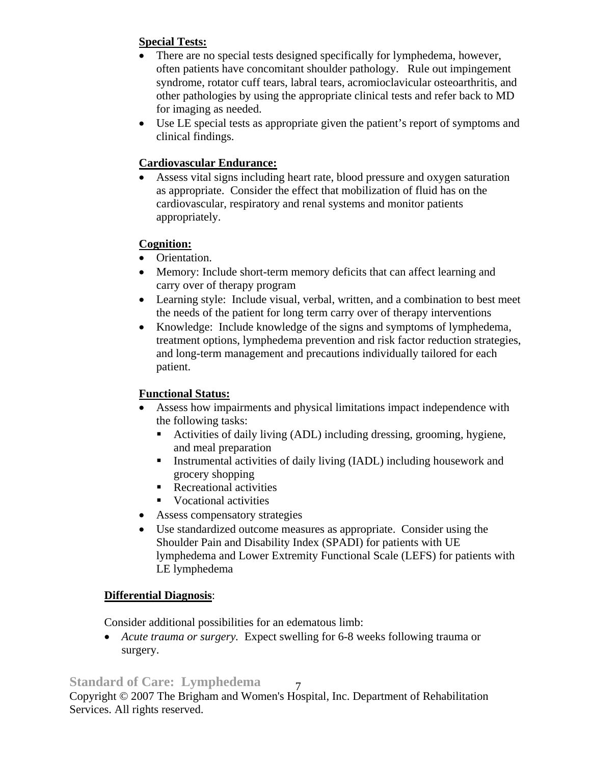**Special Tests:**

- There are no special tests designed specifically for lymphedema, however, often patients have concomitant shoulder pathology. Rule out impingement syndrome, rotator cuff tears, labral tears, acromioclavicular osteoarthritis, and other pathologies by using the appropriate clinical tests and refer back to MD for imaging as needed.
- Use LE special tests as appropriate given the patient's report of symptoms and clinical findings.

**Cardiovascular Endurance:**

- Assess vital signs including heart rate, blood pressure and oxygen saturation as appropriate. Consider the effect that mobilization of fluid has on the cardiovascular, respiratory and renal systems and monitor patients appropriately.

**Cognition:**

- Orientation.
- Memory: Include short-term memory deficits that can affect learning and carry over of therapy program
- Learning style: Include visual, verbal, written, and a combination to best meet the needs of the patient for long term carry over of therapy interventions
- Knowledge: Include knowledge of the signs and symptoms of lymphedema, treatment options, lymphedema prevention and risk factor reduction strategies, and long-term management and precautions individually tailored for each patient.

**Functional Status:**

- Assess how impairments and physical limitations impact independence with the following tasks:
  - Activities of daily living (ADL) including dressing, grooming, hygiene, and meal preparation
  - Instrumental activities of daily living (IADL) including housework and grocery shopping
  - Recreational activities
  - Vocational activities
- Assess compensatory strategies
- Use standardized outcome measures as appropriate. Consider using the Shoulder Pain and Disability Index (SPADI) for patients with UE lymphedema and Lower Extremity Functional Scale (LEFS) for patients with LE lymphedema

**Differential Diagnosis**:

Consider additional possibilities for an edematous limb:

- *Acute trauma or surgery.* Expect swelling for 6-8 weeks following trauma or surgery.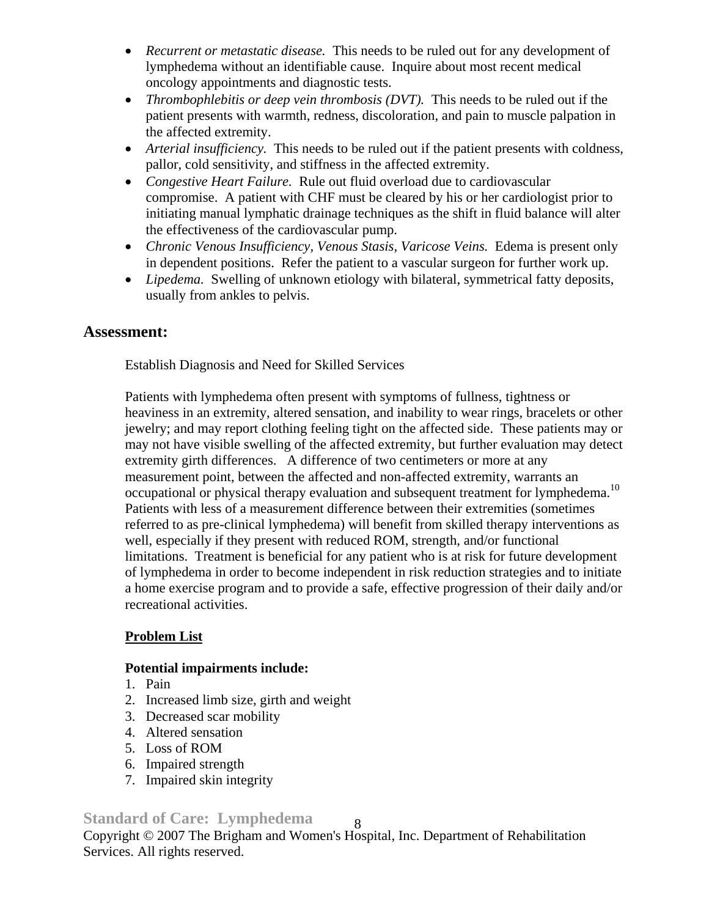- *Recurrent or metastatic disease.* This needs to be ruled out for any development of lymphedema without an identifiable cause. Inquire about most recent medical oncology appointments and diagnostic tests.
- *Thrombophlebitis or deep vein thrombosis (DVT).* This needs to be ruled out if the patient presents with warmth, redness, discoloration, and pain to muscle palpation in the affected extremity.
- *Arterial insufficiency.* This needs to be ruled out if the patient presents with coldness, pallor, cold sensitivity, and stiffness in the affected extremity.
- *Congestive Heart Failure.* Rule out fluid overload due to cardiovascular compromise. A patient with CHF must be cleared by his or her cardiologist prior to initiating manual lymphatic drainage techniques as the shift in fluid balance will alter the effectiveness of the cardiovascular pump.
- *Chronic Venous Insufficiency, Venous Stasis, Varicose Veins.* Edema is present only in dependent positions. Refer the patient to a vascular surgeon for further work up.
- *Lipedema.* Swelling of unknown etiology with bilateral, symmetrical fatty deposits, usually from ankles to pelvis.

## Assessment:

Establish Diagnosis and Need for Skilled Services

Patients with lymphedema often present with symptoms of fullness, tightness or heaviness in an extremity, altered sensation, and inability to wear rings, bracelets or other jewelry; and may report clothing feeling tight on the affected side. These patients may or may not have visible swelling of the affected extremity, but further evaluation may detect extremity girth differences. A difference of two centimeters or more at any measurement point, between the affected and non-affected extremity, warrants an occupational or physical therapy evaluation and subsequent treatment for lymphedema.[10] Patients with less of a measurement difference between their extremities (sometimes referred to as pre-clinical lymphedema) will benefit from skilled therapy interventions as well, especially if they present with reduced ROM, strength, and/or functional limitations. Treatment is beneficial for any patient who is at risk for future development of lymphedema in order to become independent in risk reduction strategies and to initiate a home exercise program and to provide a safe, effective progression of their daily and/or recreational activities.

<u>**Problem List**</u>

**Potential impairments include:**

1. Pain
2. Increased limb size, girth and weight
3. Decreased scar mobility
4. Altered sensation
5. Loss of ROM
6. Impaired strength
7. Impaired skin integrity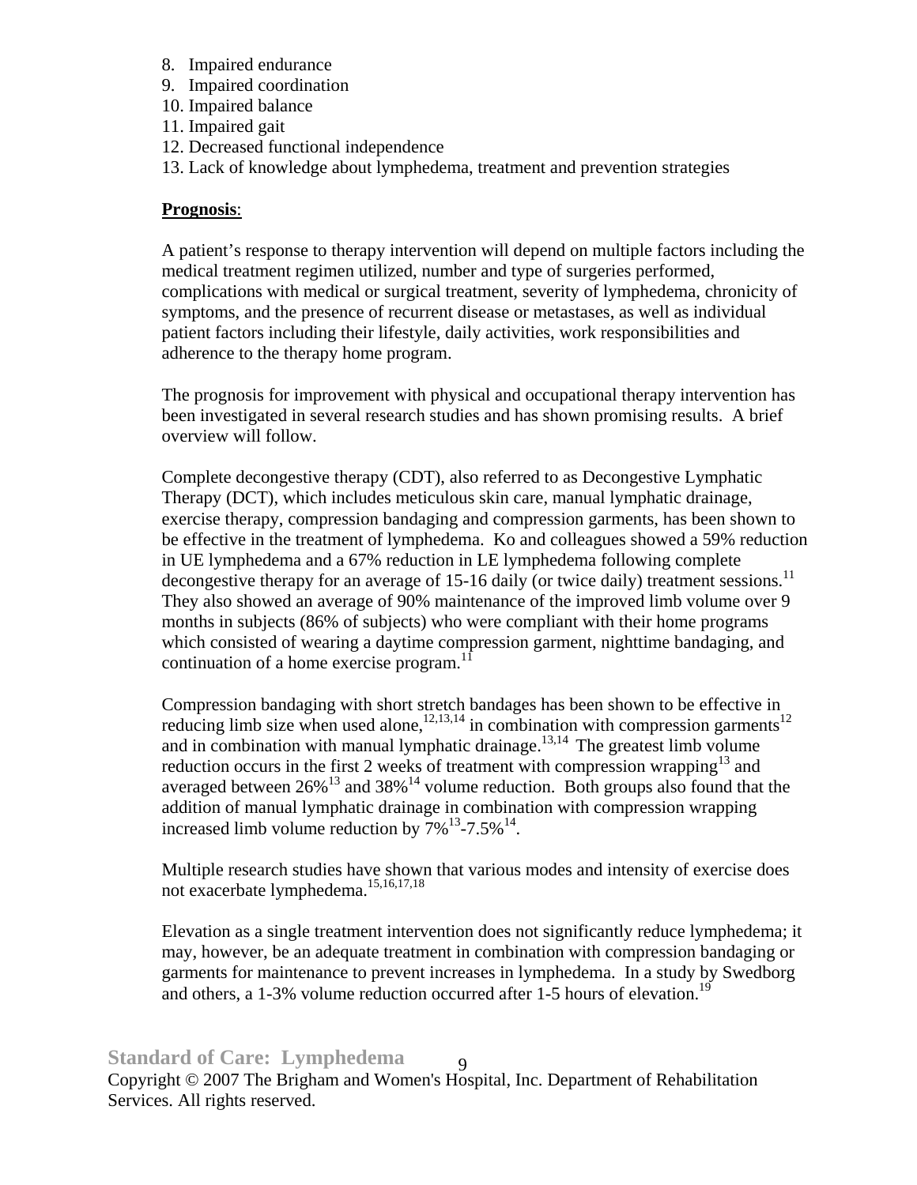8. Impaired endurance
9. Impaired coordination
10. Impaired balance
11. Impaired gait
12. Decreased functional independence
13. Lack of knowledge about lymphedema, treatment and prevention strategies

**Prognosis**:

A patient's response to therapy intervention will depend on multiple factors including the medical treatment regimen utilized, number and type of surgeries performed, complications with medical or surgical treatment, severity of lymphedema, chronicity of symptoms, and the presence of recurrent disease or metastases, as well as individual patient factors including their lifestyle, daily activities, work responsibilities and adherence to the therapy home program.

The prognosis for improvement with physical and occupational therapy intervention has been investigated in several research studies and has shown promising results. A brief overview will follow.

Complete decongestive therapy (CDT), also referred to as Decongestive Lymphatic Therapy (DCT), which includes meticulous skin care, manual lymphatic drainage, exercise therapy, compression bandaging and compression garments, has been shown to be effective in the treatment of lymphedema. Ko and colleagues showed a 59% reduction in UE lymphedema and a 67% reduction in LE lymphedema following complete decongestive therapy for an average of 15-16 daily (or twice daily) treatment sessions.[11] They also showed an average of 90% maintenance of the improved limb volume over 9 months in subjects (86% of subjects) who were compliant with their home programs which consisted of wearing a daytime compression garment, nighttime bandaging, and continuation of a home exercise program.[11]

Compression bandaging with short stretch bandages has been shown to be effective in reducing limb size when used alone,[12,13,14] in combination with compression garments[12] and in combination with manual lymphatic drainage.[13,14] The greatest limb volume reduction occurs in the first 2 weeks of treatment with compression wrapping[13] and averaged between 26%[13] and 38%[14] volume reduction. Both groups also found that the addition of manual lymphatic drainage in combination with compression wrapping increased limb volume reduction by 7%[13]-7.5%[14].

Multiple research studies have shown that various modes and intensity of exercise does not exacerbate lymphedema.[15,16,17,18]

Elevation as a single treatment intervention does not significantly reduce lymphedema; it may, however, be an adequate treatment in combination with compression bandaging or garments for maintenance to prevent increases in lymphedema. In a study by Swedborg and others, a 1-3% volume reduction occurred after 1-5 hours of elevation.[19]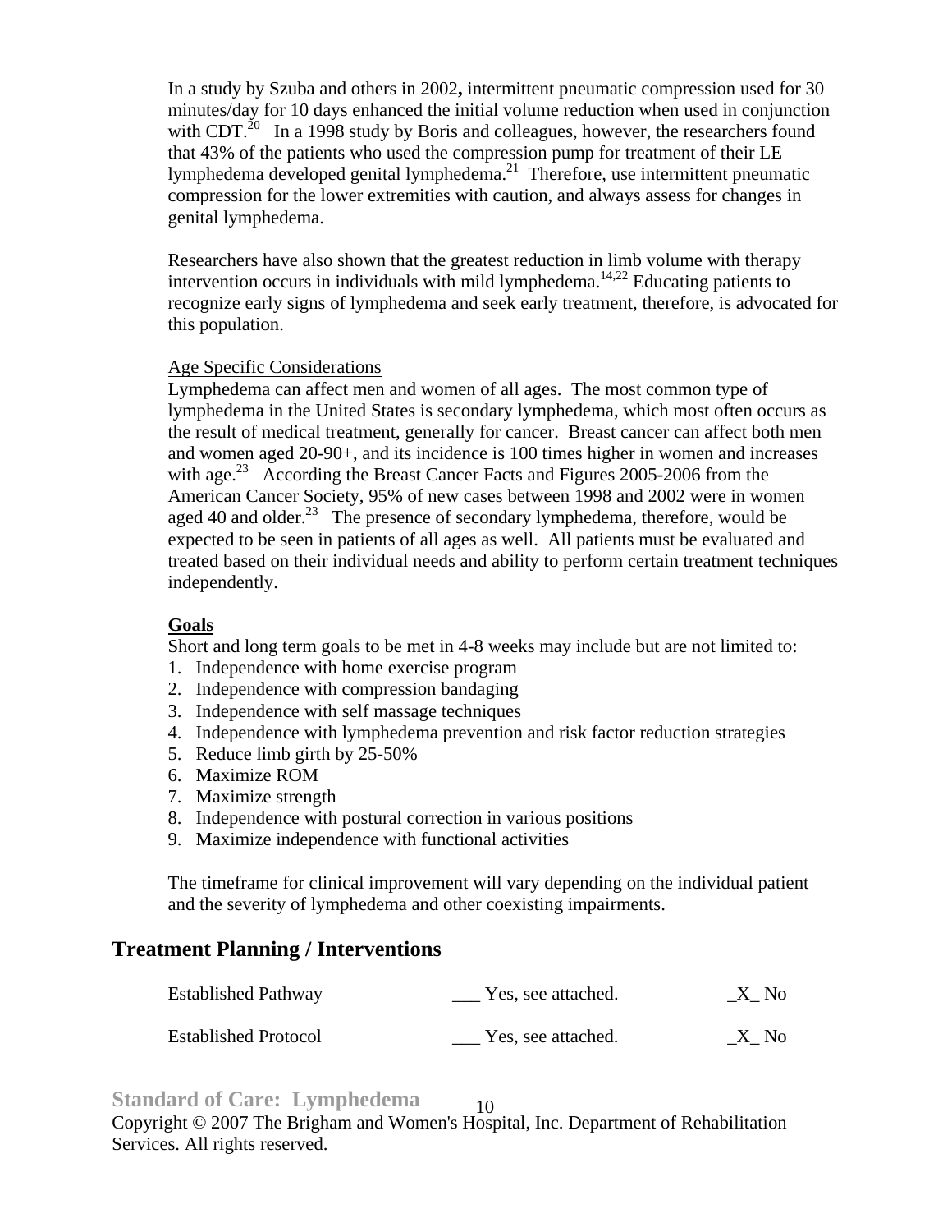In a study by Szuba and others in 2002**,** intermittent pneumatic compression used for 30 minutes/day for 10 days enhanced the initial volume reduction when used in conjunction with CDT.[20] In a 1998 study by Boris and colleagues, however, the researchers found that 43% of the patients who used the compression pump for treatment of their LE lymphedema developed genital lymphedema.[21] Therefore, use intermittent pneumatic compression for the lower extremities with caution, and always assess for changes in genital lymphedema.

Researchers have also shown that the greatest reduction in limb volume with therapy intervention occurs in individuals with mild lymphedema.[14,22] Educating patients to recognize early signs of lymphedema and seek early treatment, therefore, is advocated for this population.

<u>Age Specific Considerations</u>

Lymphedema can affect men and women of all ages. The most common type of lymphedema in the United States is secondary lymphedema, which most often occurs as the result of medical treatment, generally for cancer. Breast cancer can affect both men and women aged 20-90+, and its incidence is 100 times higher in women and increases with age.[23] According the Breast Cancer Facts and Figures 2005-2006 from the American Cancer Society, 95% of new cases between 1998 and 2002 were in women aged 40 and older.[23] The presence of secondary lymphedema, therefore, would be expected to be seen in patients of all ages as well. All patients must be evaluated and treated based on their individual needs and ability to perform certain treatment techniques independently.

**<u>Goals</u>**

Short and long term goals to be met in 4-8 weeks may include but are not limited to:

1. Independence with home exercise program
2. Independence with compression bandaging
3. Independence with self massage techniques
4. Independence with lymphedema prevention and risk factor reduction strategies
5. Reduce limb girth by 25-50%
6. Maximize ROM
7. Maximize strength
8. Independence with postural correction in various positions
9. Maximize independence with functional activities

The timeframe for clinical improvement will vary depending on the individual patient and the severity of lymphedema and other coexisting impairments.

## Treatment Planning / Interventions

| | | |
|---|---|---|
| Established Pathway | ___ Yes, see attached. | _X_ No |
| Established Protocol | ___ Yes, see attached. | _X_ No |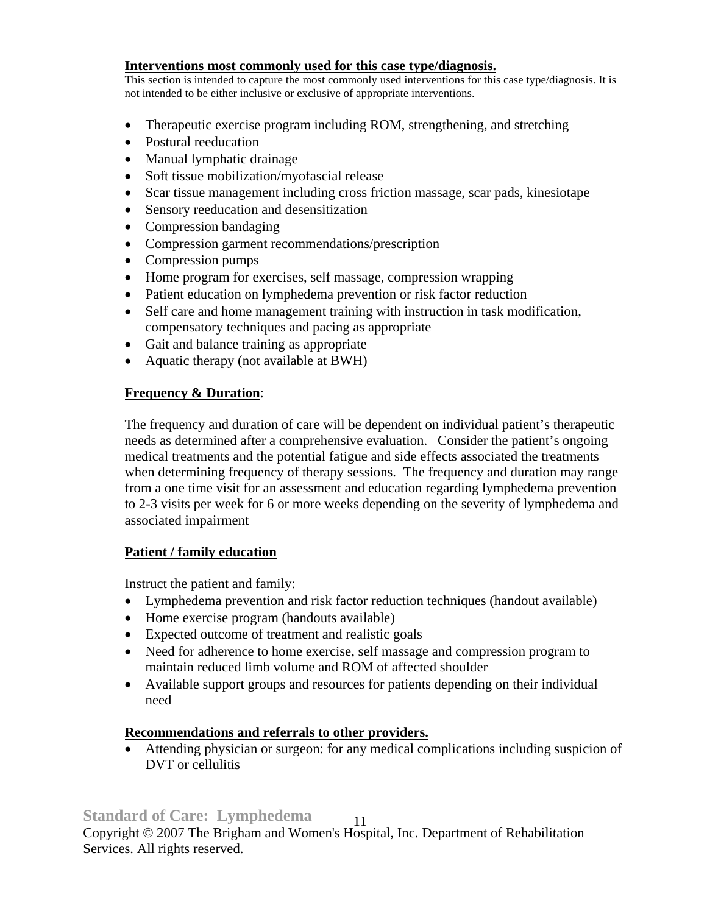**Interventions most commonly used for this case type/diagnosis.**

This section is intended to capture the most commonly used interventions for this case type/diagnosis. It is not intended to be either inclusive or exclusive of appropriate interventions.

- Therapeutic exercise program including ROM, strengthening, and stretching
- Postural reeducation
- Manual lymphatic drainage
- Soft tissue mobilization/myofascial release
- Scar tissue management including cross friction massage, scar pads, kinesiotape
- Sensory reeducation and desensitization
- Compression bandaging
- Compression garment recommendations/prescription
- Compression pumps
- Home program for exercises, self massage, compression wrapping
- Patient education on lymphedema prevention or risk factor reduction
- Self care and home management training with instruction in task modification, compensatory techniques and pacing as appropriate
- Gait and balance training as appropriate
- Aquatic therapy (not available at BWH)

**Frequency & Duration**:

The frequency and duration of care will be dependent on individual patient's therapeutic needs as determined after a comprehensive evaluation. Consider the patient's ongoing medical treatments and the potential fatigue and side effects associated the treatments when determining frequency of therapy sessions. The frequency and duration may range from a one time visit for an assessment and education regarding lymphedema prevention to 2-3 visits per week for 6 or more weeks depending on the severity of lymphedema and associated impairment

**Patient / family education**

Instruct the patient and family:

- Lymphedema prevention and risk factor reduction techniques (handout available)
- Home exercise program (handouts available)
- Expected outcome of treatment and realistic goals
- Need for adherence to home exercise, self massage and compression program to maintain reduced limb volume and ROM of affected shoulder
- Available support groups and resources for patients depending on their individual need

**Recommendations and referrals to other providers.**

- Attending physician or surgeon: for any medical complications including suspicion of DVT or cellulitis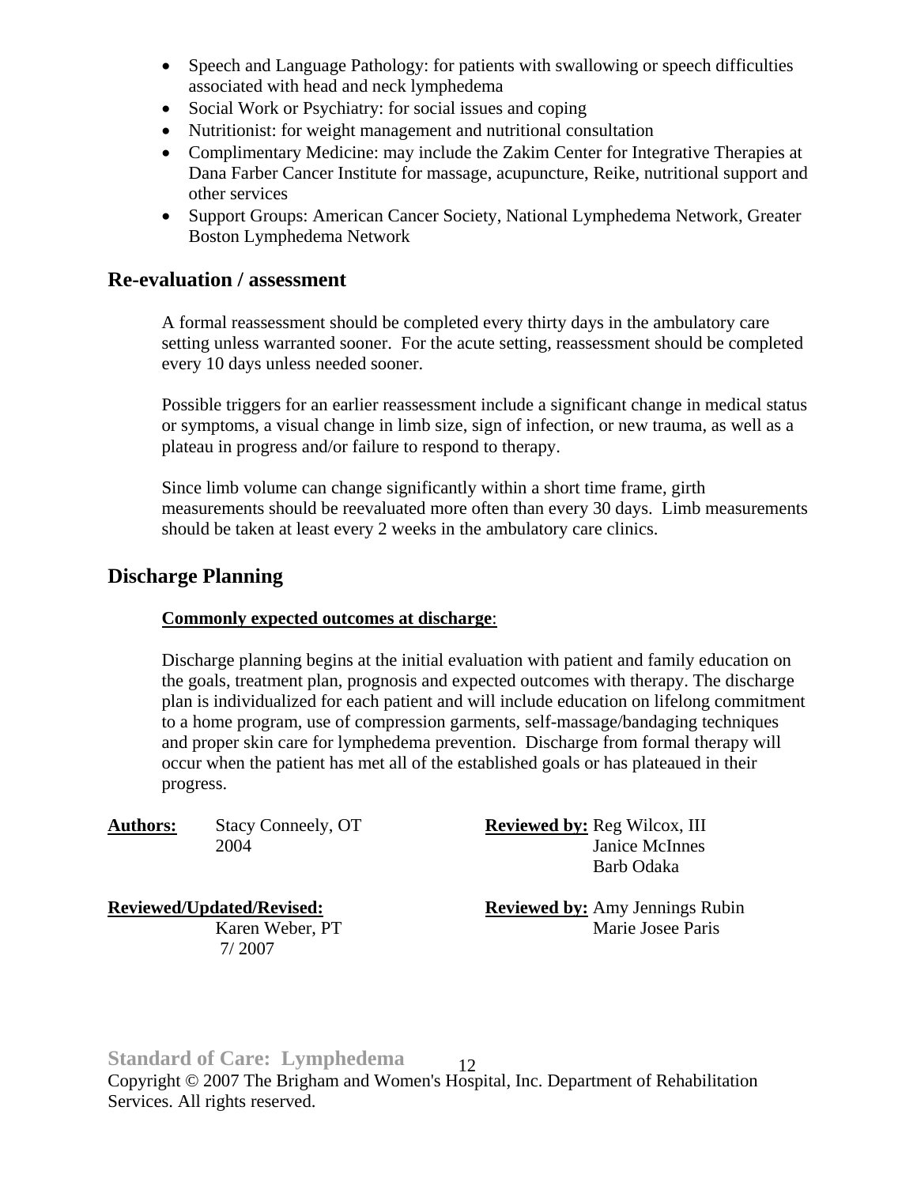- Speech and Language Pathology: for patients with swallowing or speech difficulties associated with head and neck lymphedema
- Social Work or Psychiatry: for social issues and coping
- Nutritionist: for weight management and nutritional consultation
- Complimentary Medicine: may include the Zakim Center for Integrative Therapies at Dana Farber Cancer Institute for massage, acupuncture, Reike, nutritional support and other services
- Support Groups: American Cancer Society, National Lymphedema Network, Greater Boston Lymphedema Network

## Re-evaluation / assessment

A formal reassessment should be completed every thirty days in the ambulatory care setting unless warranted sooner. For the acute setting, reassessment should be completed every 10 days unless needed sooner.

Possible triggers for an earlier reassessment include a significant change in medical status or symptoms, a visual change in limb size, sign of infection, or new trauma, as well as a plateau in progress and/or failure to respond to therapy.

Since limb volume can change significantly within a short time frame, girth measurements should be reevaluated more often than every 30 days. Limb measurements should be taken at least every 2 weeks in the ambulatory care clinics.

## Discharge Planning

**Commonly expected outcomes at discharge**:

Discharge planning begins at the initial evaluation with patient and family education on the goals, treatment plan, prognosis and expected outcomes with therapy. The discharge plan is individualized for each patient and will include education on lifelong commitment to a home program, use of compression garments, self-massage/bandaging techniques and proper skin care for lymphedema prevention. Discharge from formal therapy will occur when the patient has met all of the established goals or has plateaued in their progress.

**Authors:** Stacy Conneely, OT
2004

**Reviewed by:** Reg Wilcox, III
Janice McInnes
Barb Odaka

**Reviewed/Updated/Revised:**
Karen Weber, PT
7/ 2007

**Reviewed by:** Amy Jennings Rubin
Marie Josee Paris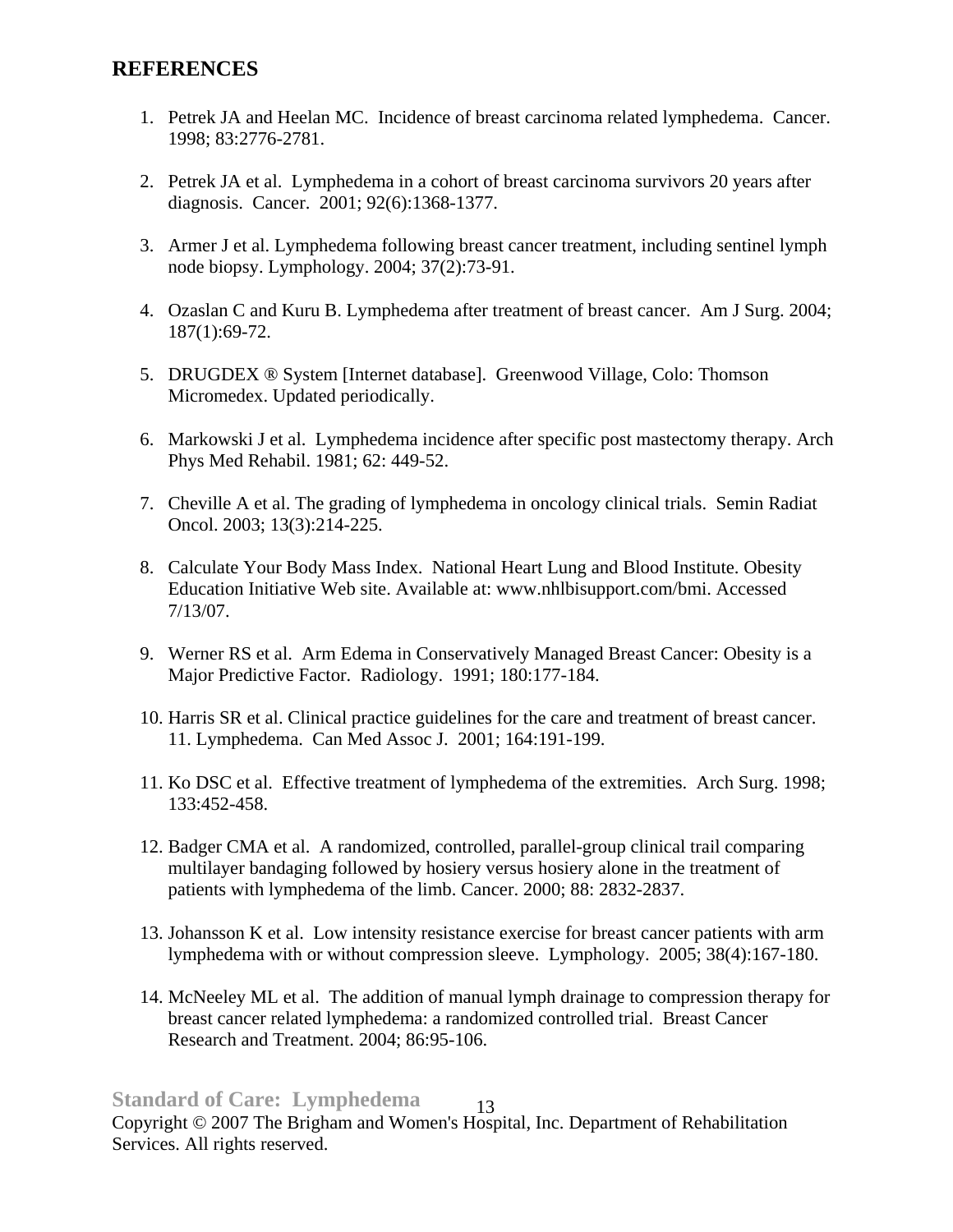## REFERENCES

1. Petrek JA and Heelan MC. Incidence of breast carcinoma related lymphedema. Cancer. 1998; 83:2776-2781.

2. Petrek JA et al. Lymphedema in a cohort of breast carcinoma survivors 20 years after diagnosis. Cancer. 2001; 92(6):1368-1377.

3. Armer J et al. Lymphedema following breast cancer treatment, including sentinel lymph node biopsy. Lymphology. 2004; 37(2):73-91.

4. Ozaslan C and Kuru B. Lymphedema after treatment of breast cancer. Am J Surg. 2004; 187(1):69-72.

5. DRUGDEX ® System [Internet database]. Greenwood Village, Colo: Thomson Micromedex. Updated periodically.

6. Markowski J et al. Lymphedema incidence after specific post mastectomy therapy. Arch Phys Med Rehabil. 1981; 62: 449-52.

7. Cheville A et al. The grading of lymphedema in oncology clinical trials. Semin Radiat Oncol. 2003; 13(3):214-225.

8. Calculate Your Body Mass Index. National Heart Lung and Blood Institute. Obesity Education Initiative Web site. Available at: www.nhlbisupport.com/bmi. Accessed 7/13/07.

9. Werner RS et al. Arm Edema in Conservatively Managed Breast Cancer: Obesity is a Major Predictive Factor. Radiology. 1991; 180:177-184.

10. Harris SR et al. Clinical practice guidelines for the care and treatment of breast cancer. 11. Lymphedema. Can Med Assoc J. 2001; 164:191-199.

11. Ko DSC et al. Effective treatment of lymphedema of the extremities. Arch Surg. 1998; 133:452-458.

12. Badger CMA et al. A randomized, controlled, parallel-group clinical trail comparing multilayer bandaging followed by hosiery versus hosiery alone in the treatment of patients with lymphedema of the limb. Cancer. 2000; 88: 2832-2837.

13. Johansson K et al. Low intensity resistance exercise for breast cancer patients with arm lymphedema with or without compression sleeve. Lymphology. 2005; 38(4):167-180.

14. McNeeley ML et al. The addition of manual lymph drainage to compression therapy for breast cancer related lymphedema: a randomized controlled trial. Breast Cancer Research and Treatment. 2004; 86:95-106.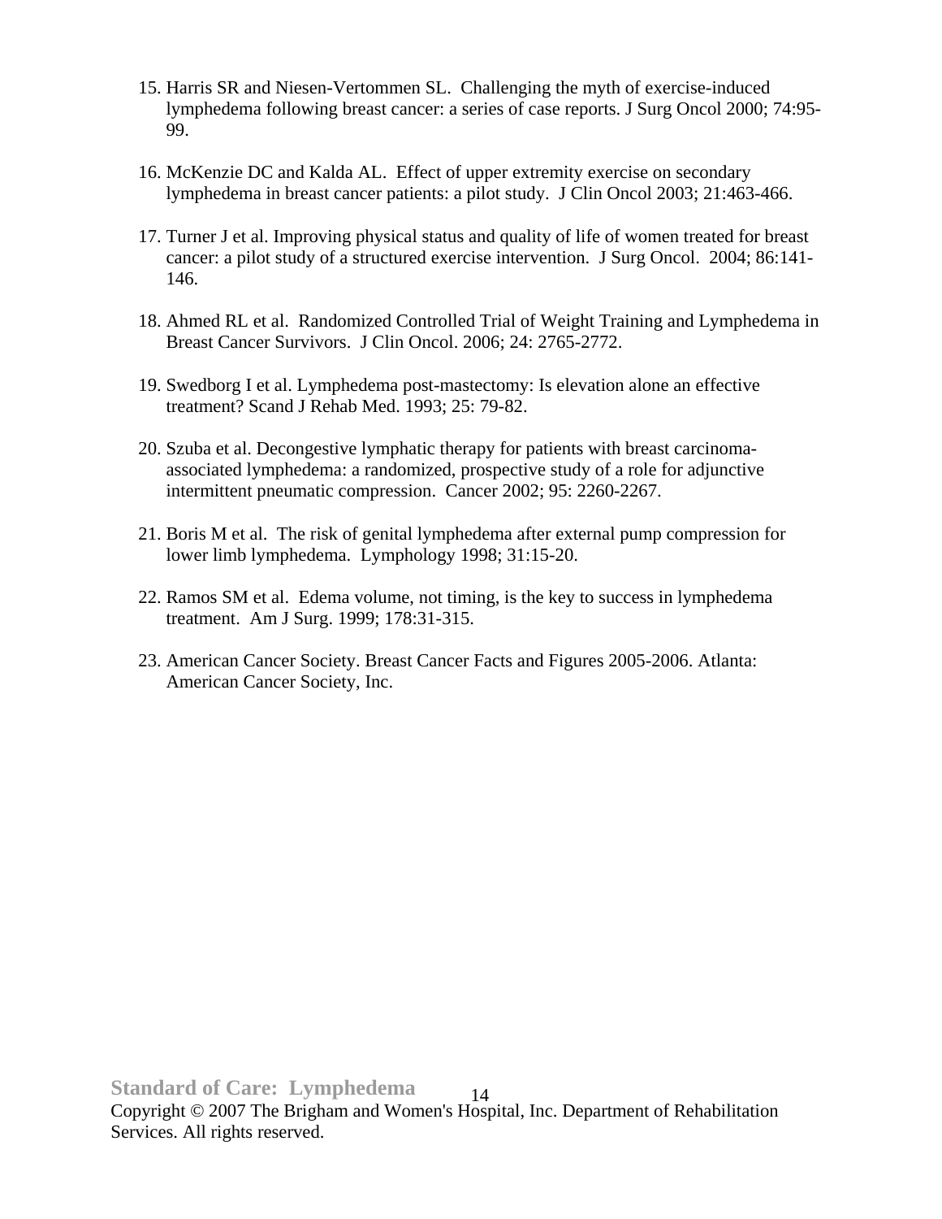15. Harris SR and Niesen-Vertommen SL. Challenging the myth of exercise-induced lymphedema following breast cancer: a series of case reports. J Surg Oncol 2000; 74:95-99.

16. McKenzie DC and Kalda AL. Effect of upper extremity exercise on secondary lymphedema in breast cancer patients: a pilot study. J Clin Oncol 2003; 21:463-466.

17. Turner J et al. Improving physical status and quality of life of women treated for breast cancer: a pilot study of a structured exercise intervention. J Surg Oncol. 2004; 86:141-146.

18. Ahmed RL et al. Randomized Controlled Trial of Weight Training and Lymphedema in Breast Cancer Survivors. J Clin Oncol. 2006; 24: 2765-2772.

19. Swedborg I et al. Lymphedema post-mastectomy: Is elevation alone an effective treatment? Scand J Rehab Med. 1993; 25: 79-82.

20. Szuba et al. Decongestive lymphatic therapy for patients with breast carcinoma-associated lymphedema: a randomized, prospective study of a role for adjunctive intermittent pneumatic compression. Cancer 2002; 95: 2260-2267.

21. Boris M et al. The risk of genital lymphedema after external pump compression for lower limb lymphedema. Lymphology 1998; 31:15-20.

22. Ramos SM et al. Edema volume, not timing, is the key to success in lymphedema treatment. Am J Surg. 1999; 178:31-315.

23. American Cancer Society. Breast Cancer Facts and Figures 2005-2006. Atlanta: American Cancer Society, Inc.